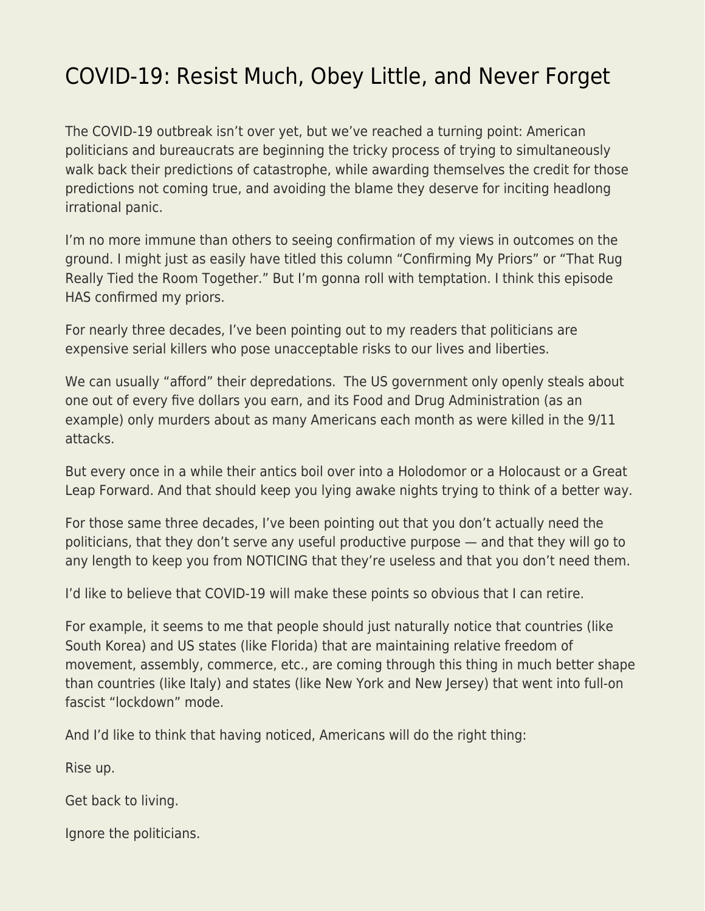# COVID-19: Resist Much, Obey Little, and Never Forget

The COVID-19 outbreak isn't over yet, but we've reached a turning point: American politicians and bureaucrats are beginning the tricky process of trying to simultaneously walk back their predictions of catastrophe, while awarding themselves the credit for those predictions not coming true, and avoiding the blame they deserve for inciting headlong irrational panic.

I'm no more immune than others to seeing confirmation of my views in outcomes on the ground. I might just as easily have titled this column "Confirming My Priors" or "That Rug Really Tied the Room Together." But I'm gonna roll with temptation. I think this episode HAS confirmed my priors.

For nearly three decades, I've been pointing out to my readers that politicians are expensive serial killers who pose unacceptable risks to our lives and liberties.

We can usually "afford" their depredations. The US government only openly steals about one out of every five dollars you earn, and its Food and Drug Administration (as an example) only murders about as many Americans each month as were killed in the 9/11 attacks.

But every once in a while their antics boil over into a Holodomor or a Holocaust or a Great Leap Forward. And that should keep you lying awake nights trying to think of a better way.

For those same three decades, I've been pointing out that you don't actually need the politicians, that they don't serve any useful productive purpose — and that they will go to any length to keep you from NOTICING that they're useless and that you don't need them.

I'd like to believe that COVID-19 will make these points so obvious that I can retire.

For example, it seems to me that people should just naturally notice that countries (like South Korea) and US states (like Florida) that are maintaining relative freedom of movement, assembly, commerce, etc., are coming through this thing in much better shape than countries (like Italy) and states (like New York and New Jersey) that went into full-on fascist "lockdown" mode.

And I'd like to think that having noticed, Americans will do the right thing:

Rise up.

Get back to living.

Ignore the politicians.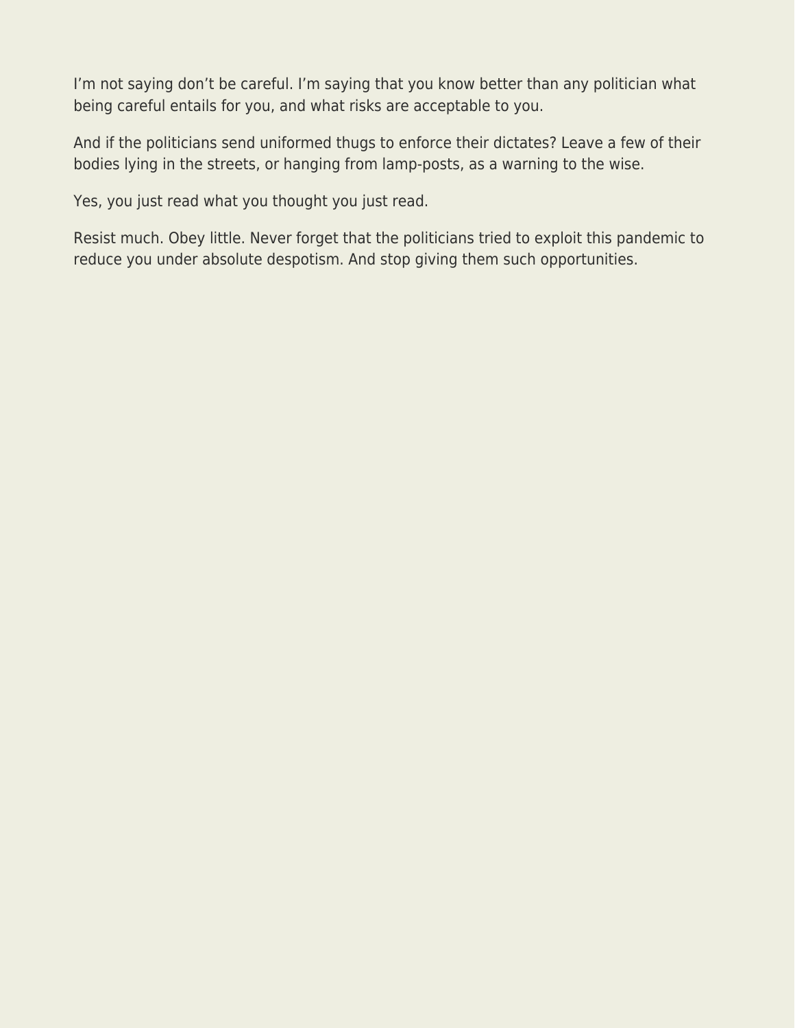I'm not saying don't be careful. I'm saying that you know better than any politician what being careful entails for you, and what risks are acceptable to you.

And if the politicians send uniformed thugs to enforce their dictates? Leave a few of their bodies lying in the streets, or hanging from lamp-posts, as a warning to the wise.

Yes, you just read what you thought you just read.

Resist much. Obey little. Never forget that the politicians tried to exploit this pandemic to reduce you under absolute despotism. And stop giving them such opportunities.